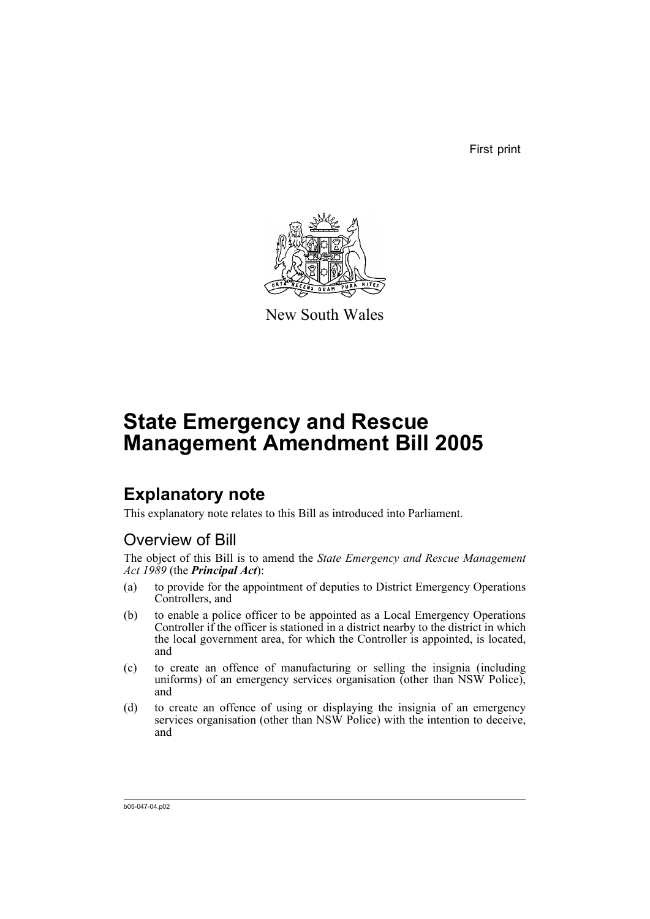First print

New South Wales

# State Emergency and Rescue Management Amendment Bill 2005

## Explanatory note

This explanatory note relates to this Bill as introduced into Parliament.

### Overview of Bill

The object of this Bill is to amend the *State Emergency and Rescue Management Act 1989* (the ***Principal Act***):

(a) to provide for the appointment of deputies to District Emergency Operations Controllers, and

(b) to enable a police officer to be appointed as a Local Emergency Operations Controller if the officer is stationed in a district nearby to the district in which the local government area, for which the Controller is appointed, is located, and

(c) to create an offence of manufacturing or selling the insignia (including uniforms) of an emergency services organisation (other than NSW Police), and

(d) to create an offence of using or displaying the insignia of an emergency services organisation (other than NSW Police) with the intention to deceive, and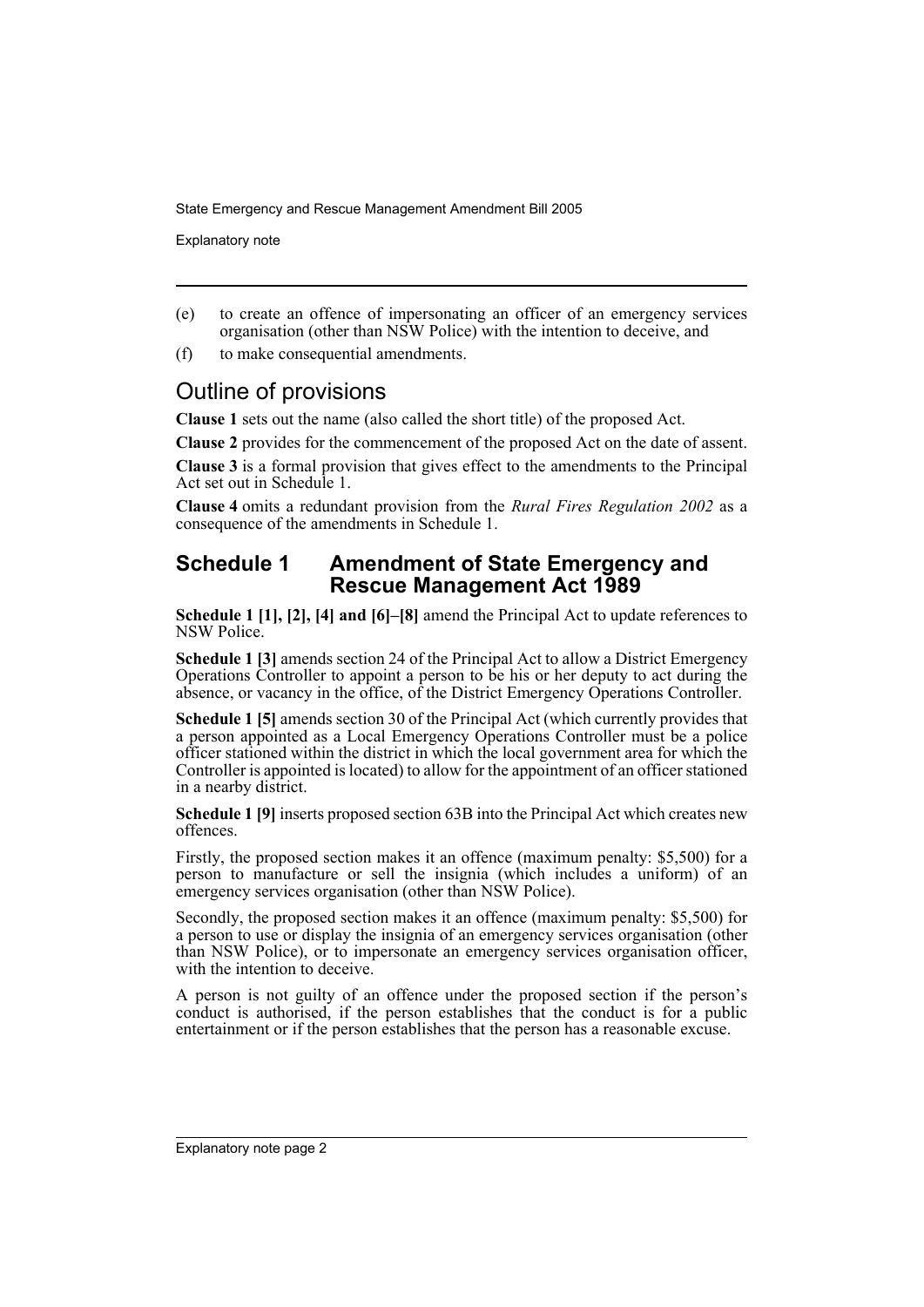(e) to create an offence of impersonating an officer of an emergency services organisation (other than NSW Police) with the intention to deceive, and

(f) to make consequential amendments.

## Outline of provisions

**Clause 1** sets out the name (also called the short title) of the proposed Act.

**Clause 2** provides for the commencement of the proposed Act on the date of assent.

**Clause 3** is a formal provision that gives effect to the amendments to the Principal Act set out in Schedule 1.

**Clause 4** omits a redundant provision from the *Rural Fires Regulation 2002* as a consequence of the amendments in Schedule 1.

## Schedule 1 Amendment of State Emergency and Rescue Management Act 1989

**Schedule 1 [1], [2], [4] and [6]–[8]** amend the Principal Act to update references to NSW Police.

**Schedule 1 [3]** amends section 24 of the Principal Act to allow a District Emergency Operations Controller to appoint a person to be his or her deputy to act during the absence, or vacancy in the office, of the District Emergency Operations Controller.

**Schedule 1 [5]** amends section 30 of the Principal Act (which currently provides that a person appointed as a Local Emergency Operations Controller must be a police officer stationed within the district in which the local government area for which the Controller is appointed is located) to allow for the appointment of an officer stationed in a nearby district.

**Schedule 1 [9]** inserts proposed section 63B into the Principal Act which creates new offences.

Firstly, the proposed section makes it an offence (maximum penalty: $5,500) for a person to manufacture or sell the insignia (which includes a uniform) of an emergency services organisation (other than NSW Police).

Secondly, the proposed section makes it an offence (maximum penalty: $5,500) for a person to use or display the insignia of an emergency services organisation (other than NSW Police), or to impersonate an emergency services organisation officer, with the intention to deceive.

A person is not guilty of an offence under the proposed section if the person's conduct is authorised, if the person establishes that the conduct is for a public entertainment or if the person establishes that the person has a reasonable excuse.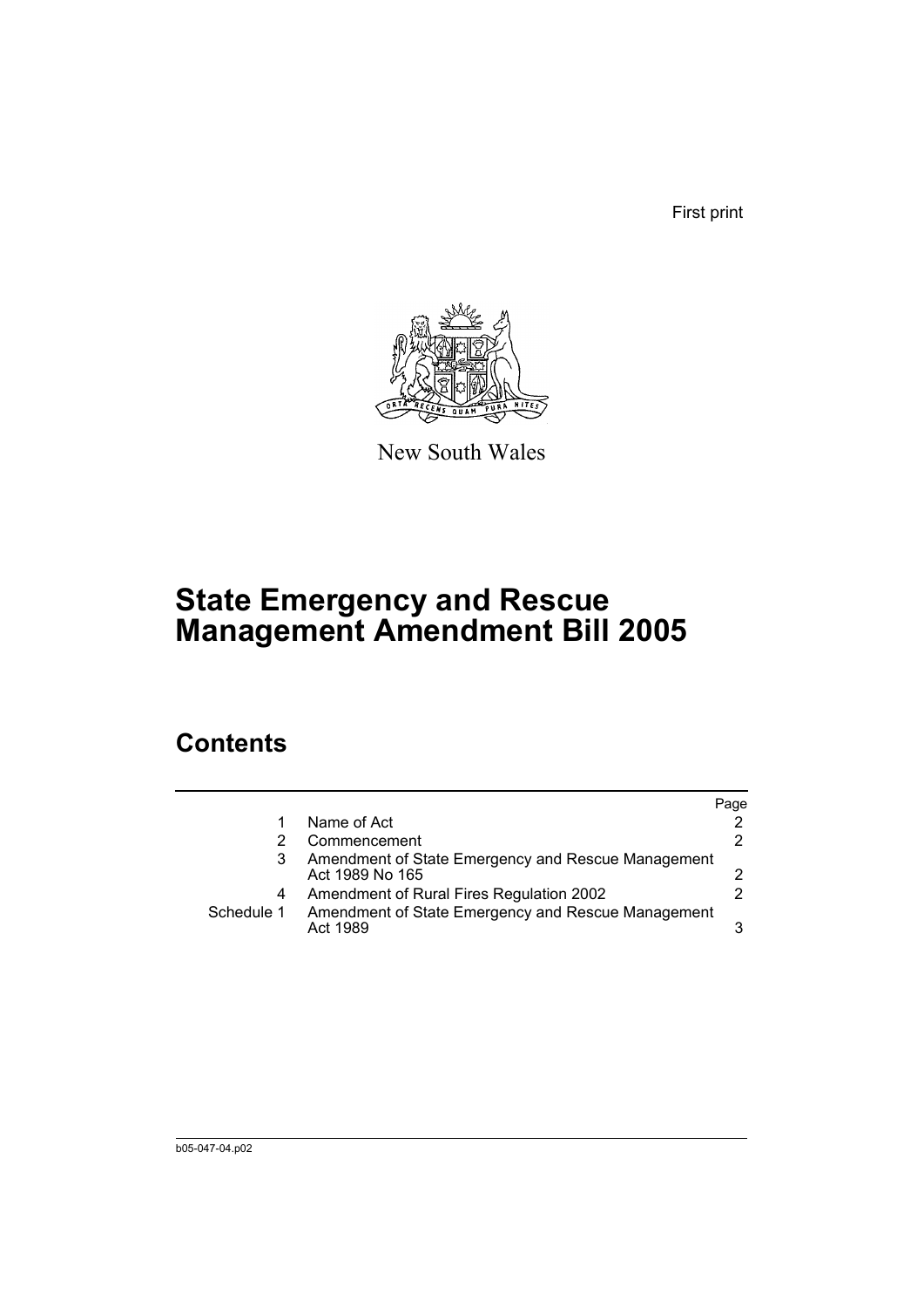First print

New South Wales

# State Emergency and Rescue Management Amendment Bill 2005

## Contents

| | | Page |
|---|---|---|
| 1 | Name of Act | 2 |
| 2 | Commencement | 2 |
| 3 | Amendment of State Emergency and Rescue Management Act 1989 No 165 | 2 |
| 4 | Amendment of Rural Fires Regulation 2002 | 2 |
| Schedule 1 | Amendment of State Emergency and Rescue Management Act 1989 | 3 |

b05-047-04.p02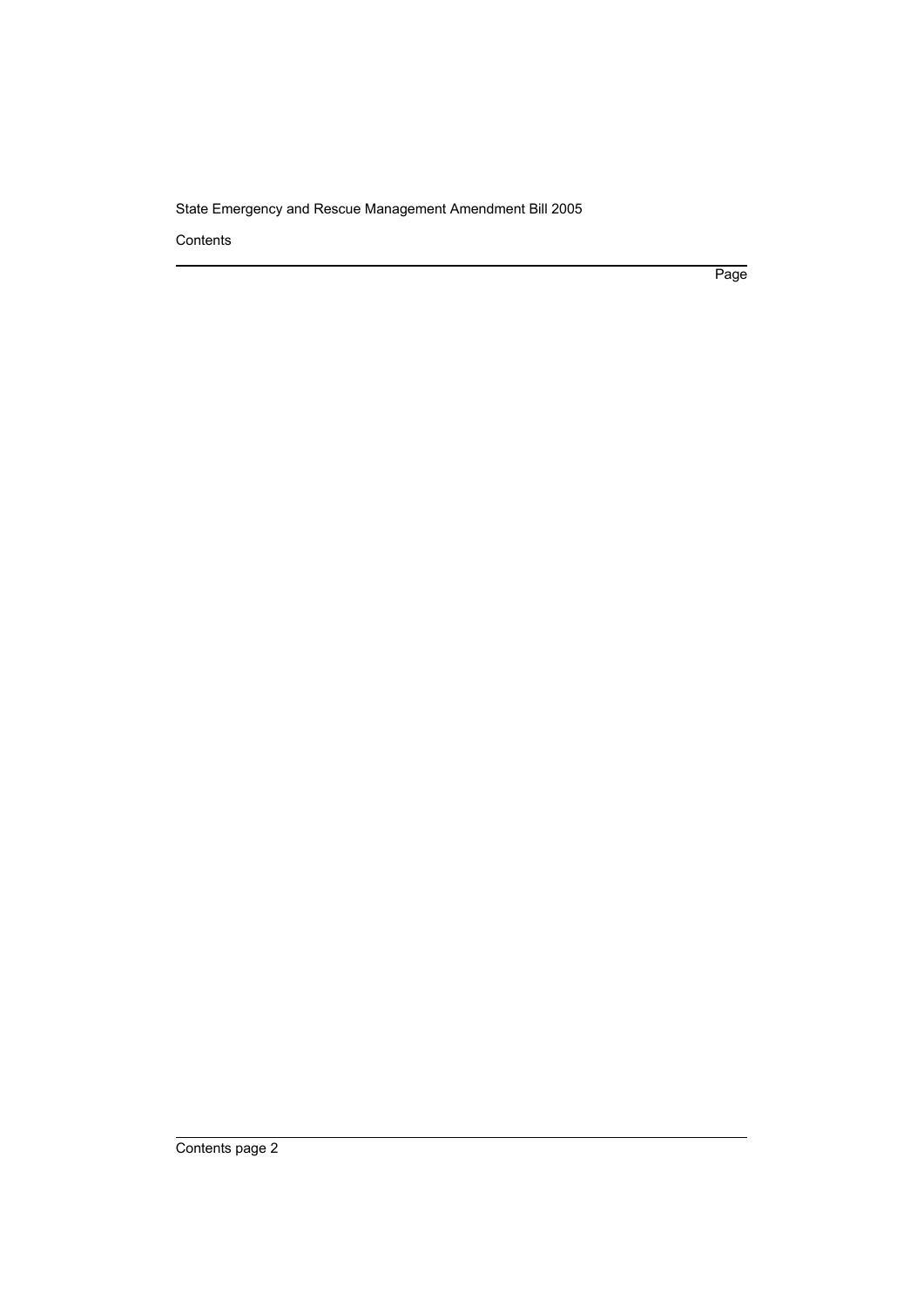Contents

Page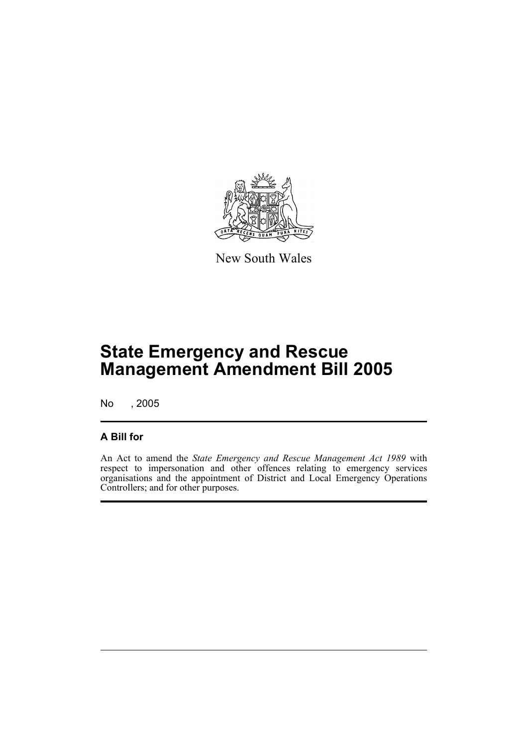New South Wales

# State Emergency and Rescue Management Amendment Bill 2005

No , 2005

## A Bill for

An Act to amend the *State Emergency and Rescue Management Act 1989* with respect to impersonation and other offences relating to emergency services organisations and the appointment of District and Local Emergency Operations Controllers; and for other purposes.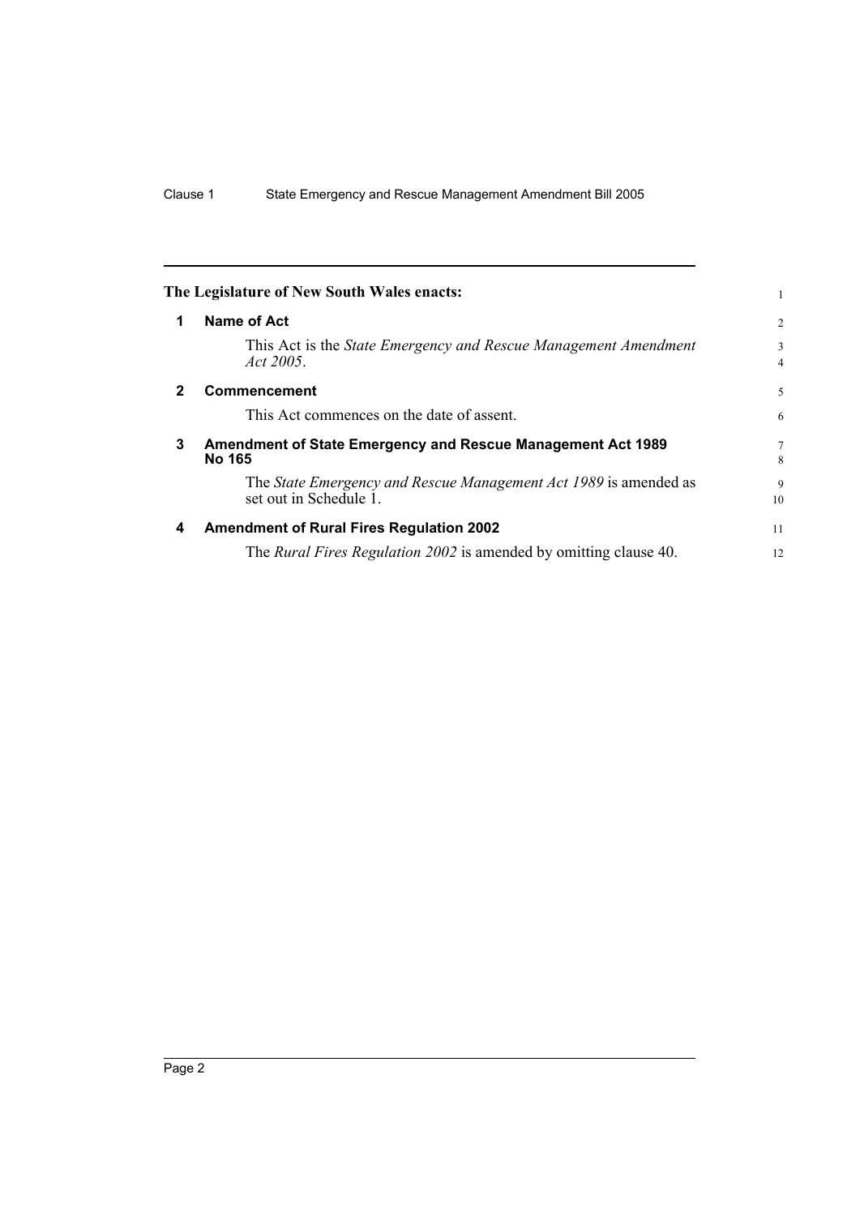**The Legislature of New South Wales enacts:**

## 1 Name of Act

This Act is the *State Emergency and Rescue Management Amendment Act 2005*.

## 2 Commencement

This Act commences on the date of assent.

## 3 Amendment of State Emergency and Rescue Management Act 1989 No 165

The *State Emergency and Rescue Management Act 1989* is amended as set out in Schedule 1.

## 4 Amendment of Rural Fires Regulation 2002

The *Rural Fires Regulation 2002* is amended by omitting clause 40.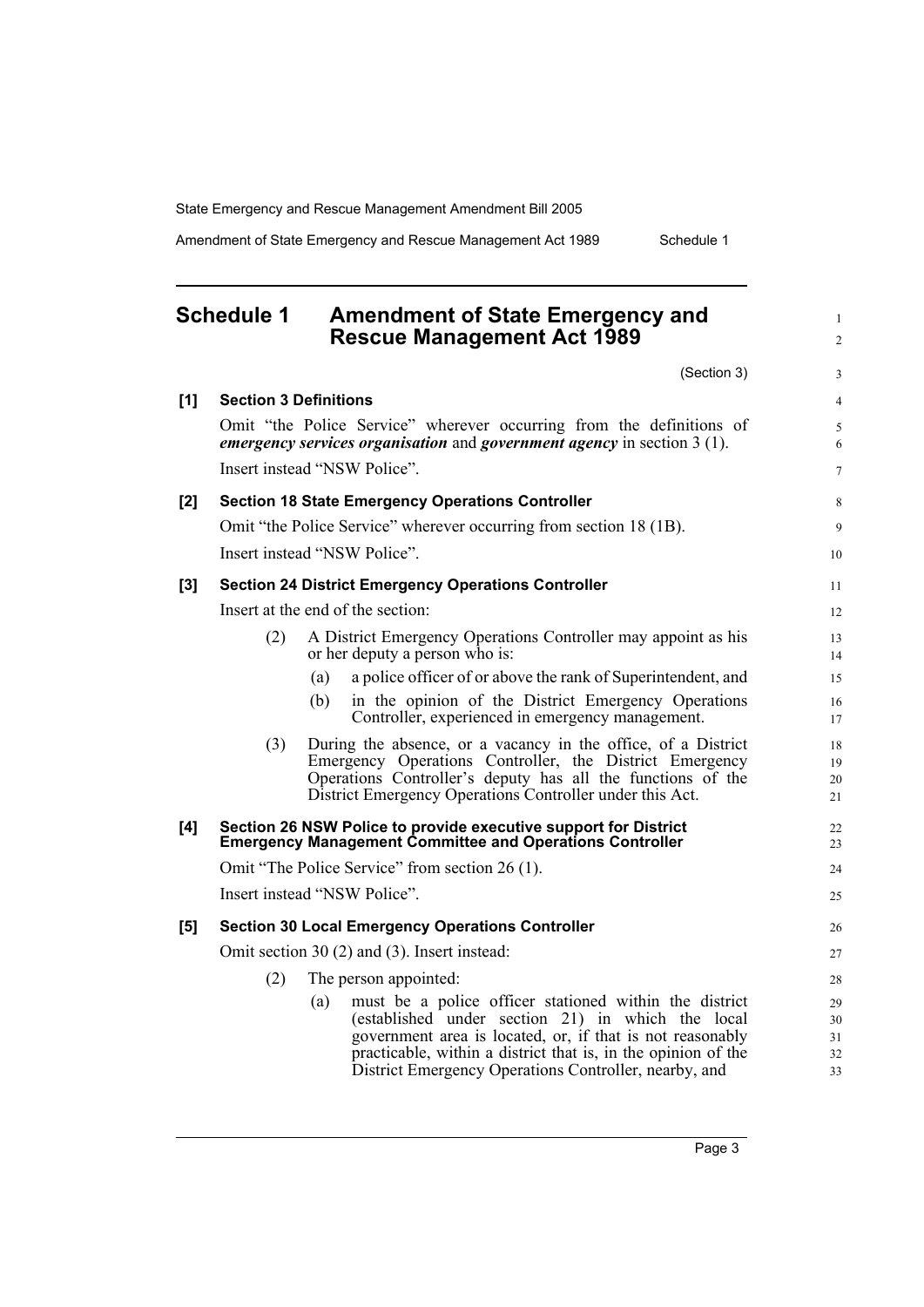## Schedule 1 Amendment of State Emergency and Rescue Management Act 1989

(Section 3)

**[1] Section 3 Definitions**

Omit "the Police Service" wherever occurring from the definitions of ***emergency services organisation*** and ***government agency*** in section 3 (1).

Insert instead "NSW Police".

**[2] Section 18 State Emergency Operations Controller**

Omit "the Police Service" wherever occurring from section 18 (1B).

Insert instead "NSW Police".

**[3] Section 24 District Emergency Operations Controller**

Insert at the end of the section:

(2) A District Emergency Operations Controller may appoint as his or her deputy a person who is:

(a) a police officer of or above the rank of Superintendent, and

(b) in the opinion of the District Emergency Operations Controller, experienced in emergency management.

(3) During the absence, or a vacancy in the office, of a District Emergency Operations Controller, the District Emergency Operations Controller's deputy has all the functions of the District Emergency Operations Controller under this Act.

**[4] Section 26 NSW Police to provide executive support for District Emergency Management Committee and Operations Controller**

Omit "The Police Service" from section 26 (1).

Insert instead "NSW Police".

**[5] Section 30 Local Emergency Operations Controller**

Omit section 30 (2) and (3). Insert instead:

(2) The person appointed:

(a) must be a police officer stationed within the district (established under section 21) in which the local government area is located, or, if that is not reasonably practicable, within a district that is, in the opinion of the District Emergency Operations Controller, nearby, and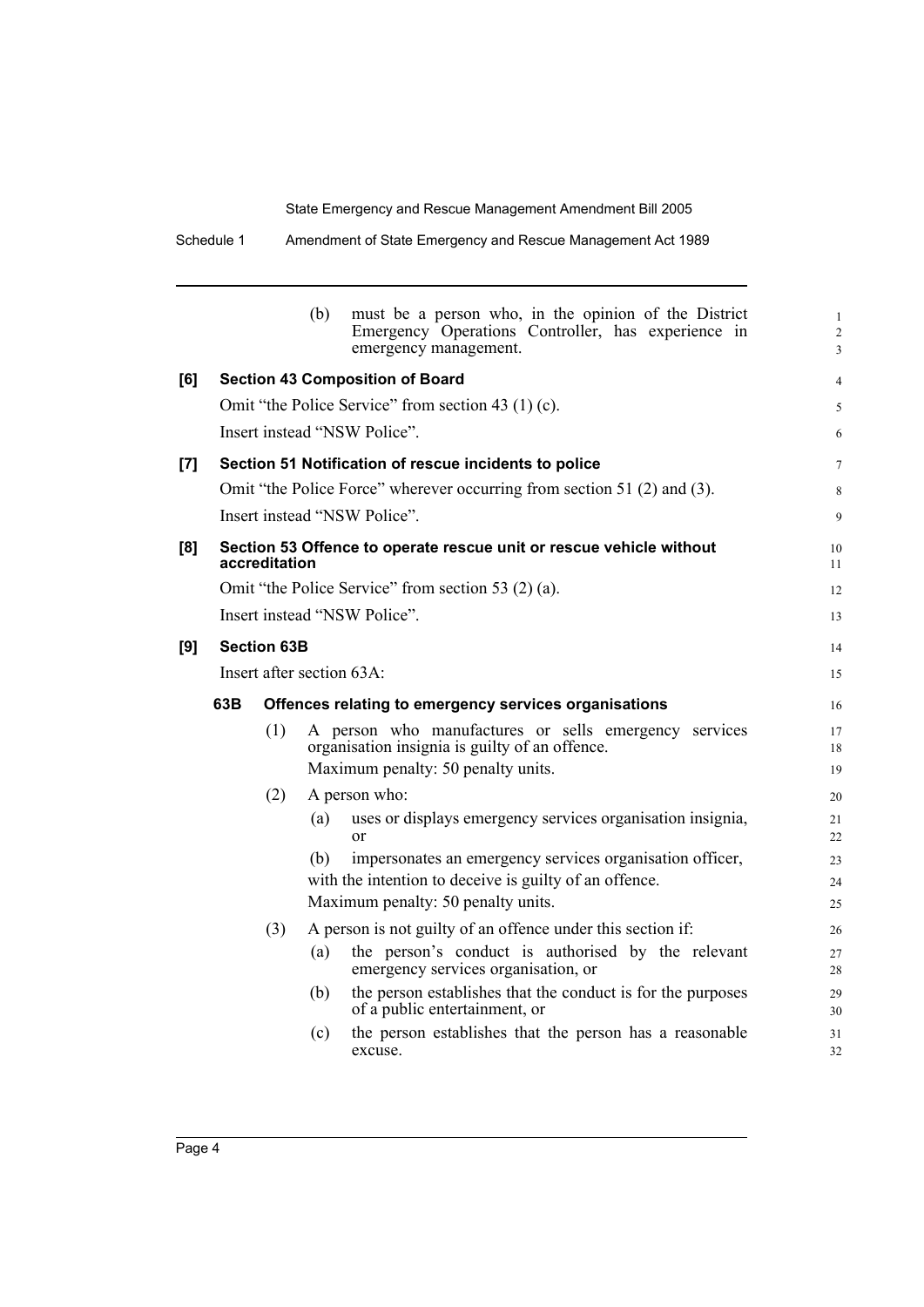(b) must be a person who, in the opinion of the District Emergency Operations Controller, has experience in emergency management.

**[6] Section 43 Composition of Board**

Omit "the Police Service" from section 43 (1) (c).

Insert instead "NSW Police".

**[7] Section 51 Notification of rescue incidents to police**

Omit "the Police Force" wherever occurring from section 51 (2) and (3).

Insert instead "NSW Police".

**[8] Section 53 Offence to operate rescue unit or rescue vehicle without accreditation**

Omit "the Police Service" from section 53 (2) (a).

Insert instead "NSW Police".

**[9] Section 63B**

Insert after section 63A:

**63B Offences relating to emergency services organisations**

(1) A person who manufactures or sells emergency services organisation insignia is guilty of an offence.

Maximum penalty: 50 penalty units.

(2) A person who:

(a) uses or displays emergency services organisation insignia, or

(b) impersonates an emergency services organisation officer,

with the intention to deceive is guilty of an offence.

Maximum penalty: 50 penalty units.

(3) A person is not guilty of an offence under this section if:

(a) the person's conduct is authorised by the relevant emergency services organisation, or

(b) the person establishes that the conduct is for the purposes of a public entertainment, or

(c) the person establishes that the person has a reasonable excuse.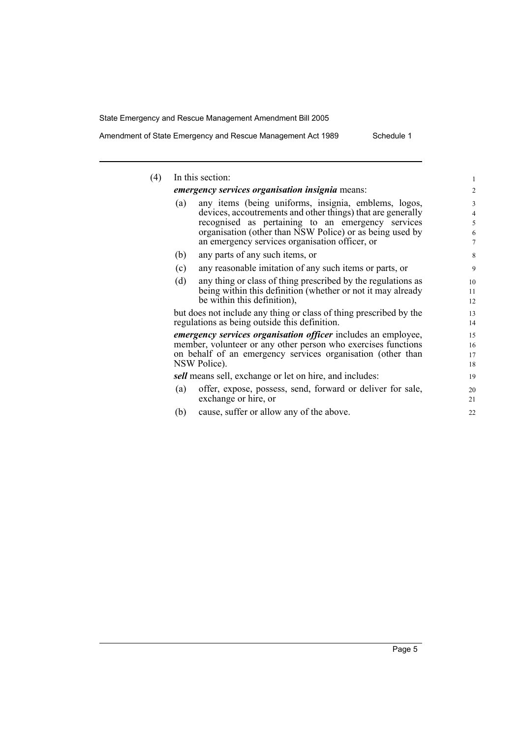(4) In this section:

***emergency services organisation insignia*** means:

(a) any items (being uniforms, insignia, emblems, logos, devices, accoutrements and other things) that are generally recognised as pertaining to an emergency services organisation (other than NSW Police) or as being used by an emergency services organisation officer, or

(b) any parts of any such items, or

(c) any reasonable imitation of any such items or parts, or

(d) any thing or class of thing prescribed by the regulations as being within this definition (whether or not it may already be within this definition),

but does not include any thing or class of thing prescribed by the regulations as being outside this definition.

***emergency services organisation officer*** includes an employee, member, volunteer or any other person who exercises functions on behalf of an emergency services organisation (other than NSW Police).

***sell*** means sell, exchange or let on hire, and includes:

(a) offer, expose, possess, send, forward or deliver for sale, exchange or hire, or

(b) cause, suffer or allow any of the above.